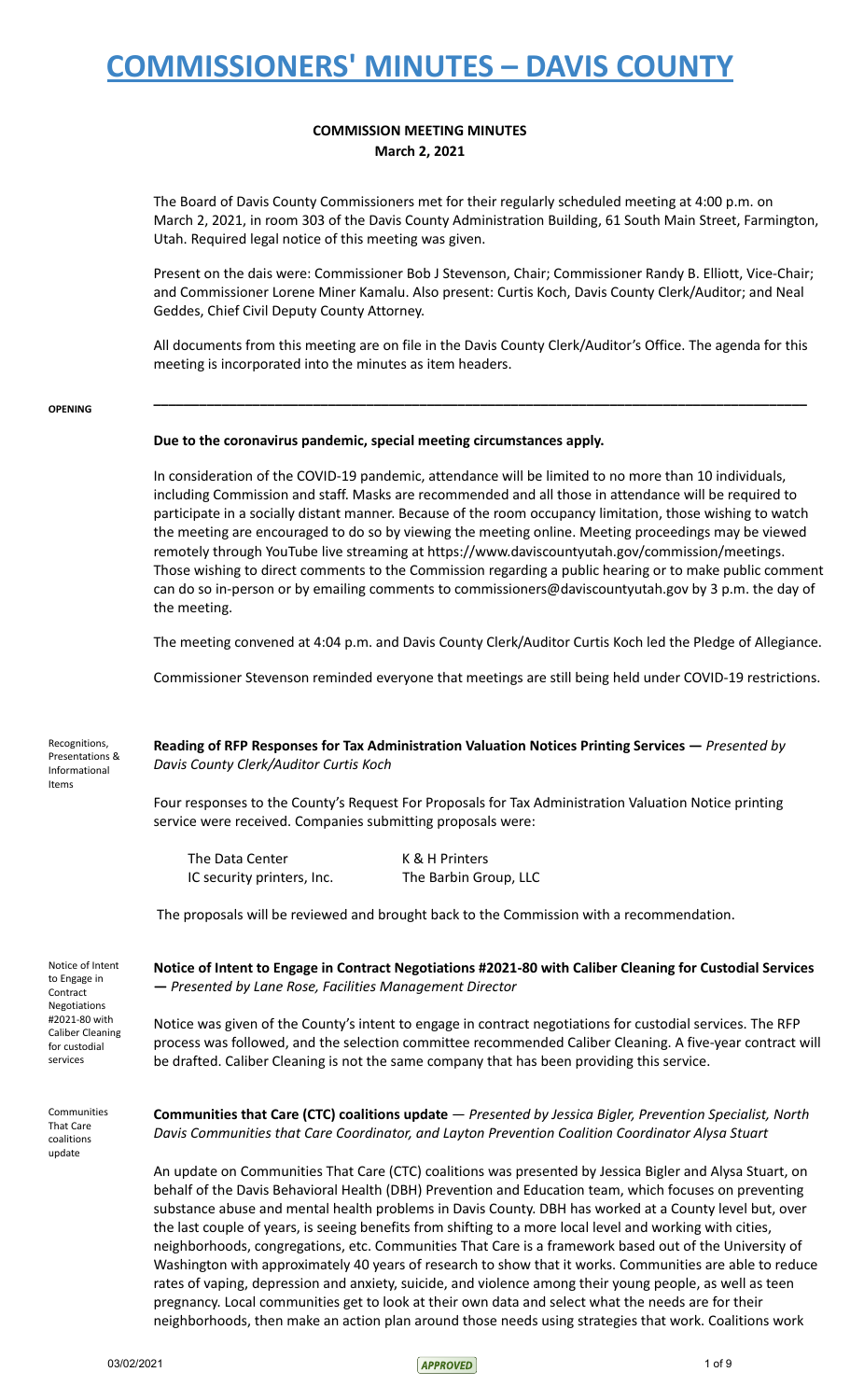# COMMISSIONERS' MINUTES – DAVIS COUNTY

**COMMISSION MEETING MINUTES**
**March 2, 2021**

The Board of Davis County Commissioners met for their regularly scheduled meeting at 4:00 p.m. on March 2, 2021, in room 303 of the Davis County Administration Building, 61 South Main Street, Farmington, Utah. Required legal notice of this meeting was given.

Present on the dais were: Commissioner Bob J Stevenson, Chair; Commissioner Randy B. Elliott, Vice-Chair; and Commissioner Lorene Miner Kamalu. Also present: Curtis Koch, Davis County Clerk/Auditor; and Neal Geddes, Chief Civil Deputy County Attorney.

All documents from this meeting are on file in the Davis County Clerk/Auditor's Office. The agenda for this meeting is incorporated into the minutes as item headers.

---

OPENING

**Due to the coronavirus pandemic, special meeting circumstances apply.**

In consideration of the COVID-19 pandemic, attendance will be limited to no more than 10 individuals, including Commission and staff. Masks are recommended and all those in attendance will be required to participate in a socially distant manner. Because of the room occupancy limitation, those wishing to watch the meeting are encouraged to do so by viewing the meeting online. Meeting proceedings may be viewed remotely through YouTube live streaming at https://www.daviscountyutah.gov/commission/meetings. Those wishing to direct comments to the Commission regarding a public hearing or to make public comment can do so in-person or by emailing comments to commissioners@daviscountyutah.gov by 3 p.m. the day of the meeting.

The meeting convened at 4:04 p.m. and Davis County Clerk/Auditor Curtis Koch led the Pledge of Allegiance.

Commissioner Stevenson reminded everyone that meetings are still being held under COVID-19 restrictions.

Recognitions, Presentations & Informational Items

**Reading of RFP Responses for Tax Administration Valuation Notices Printing Services —** *Presented by Davis County Clerk/Auditor Curtis Koch*

Four responses to the County's Request For Proposals for Tax Administration Valuation Notice printing service were received. Companies submitting proposals were:

| | |
|---|---|
| The Data Center | K & H Printers |
| IC security printers, Inc. | The Barbin Group, LLC |

The proposals will be reviewed and brought back to the Commission with a recommendation.

Notice of Intent to Engage in Contract Negotiations #2021-80 with Caliber Cleaning for custodial services

**Notice of Intent to Engage in Contract Negotiations #2021-80 with Caliber Cleaning for Custodial Services —** *Presented by Lane Rose, Facilities Management Director*

Notice was given of the County's intent to engage in contract negotiations for custodial services. The RFP process was followed, and the selection committee recommended Caliber Cleaning. A five-year contract will be drafted. Caliber Cleaning is not the same company that has been providing this service.

Communities That Care coalitions update

**Communities that Care (CTC) coalitions update** — *Presented by Jessica Bigler, Prevention Specialist, North Davis Communities that Care Coordinator, and Layton Prevention Coalition Coordinator Alysa Stuart*

An update on Communities That Care (CTC) coalitions was presented by Jessica Bigler and Alysa Stuart, on behalf of the Davis Behavioral Health (DBH) Prevention and Education team, which focuses on preventing substance abuse and mental health problems in Davis County. DBH has worked at a County level but, over the last couple of years, is seeing benefits from shifting to a more local level and working with cities, neighborhoods, congregations, etc. Communities That Care is a framework based out of the University of Washington with approximately 40 years of research to show that it works. Communities are able to reduce rates of vaping, depression and anxiety, suicide, and violence among their young people, as well as teen pregnancy. Local communities get to look at their own data and select what the needs are for their neighborhoods, then make an action plan around those needs using strategies that work. Coalitions work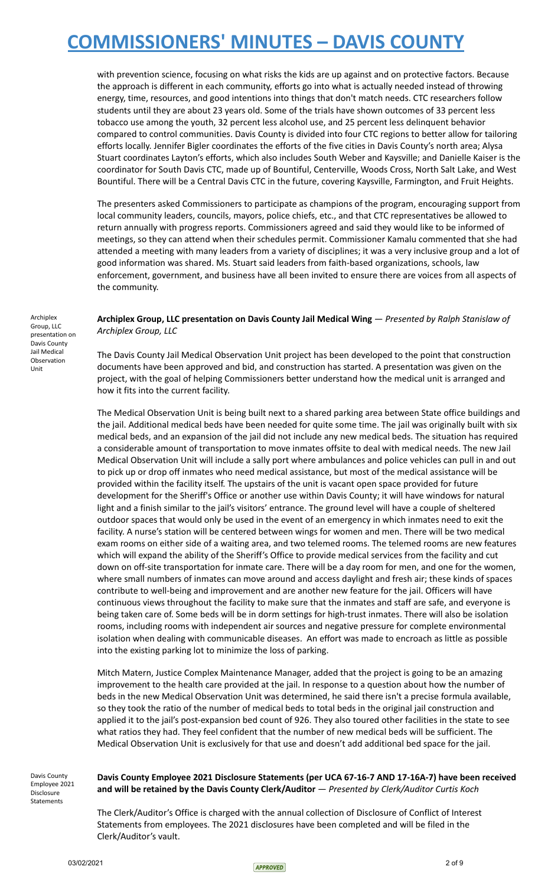with prevention science, focusing on what risks the kids are up against and on protective factors. Because the approach is different in each community, efforts go into what is actually needed instead of throwing energy, time, resources, and good intentions into things that don't match needs. CTC researchers follow students until they are about 23 years old. Some of the trials have shown outcomes of 33 percent less tobacco use among the youth, 32 percent less alcohol use, and 25 percent less delinquent behavior compared to control communities. Davis County is divided into four CTC regions to better allow for tailoring efforts locally. Jennifer Bigler coordinates the efforts of the five cities in Davis County's north area; Alysa Stuart coordinates Layton's efforts, which also includes South Weber and Kaysville; and Danielle Kaiser is the coordinator for South Davis CTC, made up of Bountiful, Centerville, Woods Cross, North Salt Lake, and West Bountiful. There will be a Central Davis CTC in the future, covering Kaysville, Farmington, and Fruit Heights.

The presenters asked Commissioners to participate as champions of the program, encouraging support from local community leaders, councils, mayors, police chiefs, etc., and that CTC representatives be allowed to return annually with progress reports. Commissioners agreed and said they would like to be informed of meetings, so they can attend when their schedules permit. Commissioner Kamalu commented that she had attended a meeting with many leaders from a variety of disciplines; it was a very inclusive group and a lot of good information was shared. Ms. Stuart said leaders from faith-based organizations, schools, law enforcement, government, and business have all been invited to ensure there are voices from all aspects of the community.

Archiplex Group, LLC presentation on Davis County Jail Medical Observation Unit

**Archiplex Group, LLC presentation on Davis County Jail Medical Wing** — *Presented by Ralph Stanislaw of Archiplex Group, LLC*

The Davis County Jail Medical Observation Unit project has been developed to the point that construction documents have been approved and bid, and construction has started. A presentation was given on the project, with the goal of helping Commissioners better understand how the medical unit is arranged and how it fits into the current facility.

The Medical Observation Unit is being built next to a shared parking area between State office buildings and the jail. Additional medical beds have been needed for quite some time. The jail was originally built with six medical beds, and an expansion of the jail did not include any new medical beds. The situation has required a considerable amount of transportation to move inmates offsite to deal with medical needs. The new Jail Medical Observation Unit will include a sally port where ambulances and police vehicles can pull in and out to pick up or drop off inmates who need medical assistance, but most of the medical assistance will be provided within the facility itself. The upstairs of the unit is vacant open space provided for future development for the Sheriff's Office or another use within Davis County; it will have windows for natural light and a finish similar to the jail's visitors' entrance. The ground level will have a couple of sheltered outdoor spaces that would only be used in the event of an emergency in which inmates need to exit the facility. A nurse's station will be centered between wings for women and men. There will be two medical exam rooms on either side of a waiting area, and two telemed rooms. The telemed rooms are new features which will expand the ability of the Sheriff's Office to provide medical services from the facility and cut down on off-site transportation for inmate care. There will be a day room for men, and one for the women, where small numbers of inmates can move around and access daylight and fresh air; these kinds of spaces contribute to well-being and improvement and are another new feature for the jail. Officers will have continuous views throughout the facility to make sure that the inmates and staff are safe, and everyone is being taken care of. Some beds will be in dorm settings for high-trust inmates. There will also be isolation rooms, including rooms with independent air sources and negative pressure for complete environmental isolation when dealing with communicable diseases. An effort was made to encroach as little as possible into the existing parking lot to minimize the loss of parking.

Mitch Matern, Justice Complex Maintenance Manager, added that the project is going to be an amazing improvement to the health care provided at the jail. In response to a question about how the number of beds in the new Medical Observation Unit was determined, he said there isn't a precise formula available, so they took the ratio of the number of medical beds to total beds in the original jail construction and applied it to the jail's post-expansion bed count of 926. They also toured other facilities in the state to see what ratios they had. They feel confident that the number of new medical beds will be sufficient. The Medical Observation Unit is exclusively for that use and doesn't add additional bed space for the jail.

Davis County Employee 2021 Disclosure Statements

**Davis County Employee 2021 Disclosure Statements (per UCA 67-16-7 AND 17-16A-7) have been received and will be retained by the Davis County Clerk/Auditor** — *Presented by Clerk/Auditor Curtis Koch*

The Clerk/Auditor's Office is charged with the annual collection of Disclosure of Conflict of Interest Statements from employees. The 2021 disclosures have been completed and will be filed in the Clerk/Auditor's vault.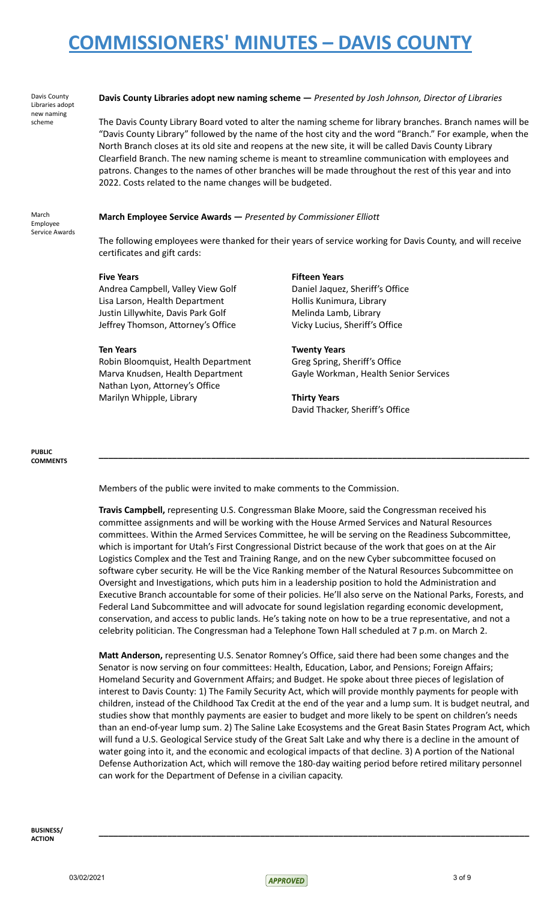Davis County Libraries adopt new naming scheme

**Davis County Libraries adopt new naming scheme —** *Presented by Josh Johnson, Director of Libraries*

The Davis County Library Board voted to alter the naming scheme for library branches. Branch names will be "Davis County Library" followed by the name of the host city and the word "Branch." For example, when the North Branch closes at its old site and reopens at the new site, it will be called Davis County Library Clearfield Branch. The new naming scheme is meant to streamline communication with employees and patrons. Changes to the names of other branches will be made throughout the rest of this year and into 2022. Costs related to the name changes will be budgeted.

March Employee Service Awards

**March Employee Service Awards —** *Presented by Commissioner Elliott*

The following employees were thanked for their years of service working for Davis County, and will receive certificates and gift cards:

**Five Years**
Andrea Campbell, Valley View Golf
Lisa Larson, Health Department
Justin Lillywhite, Davis Park Golf
Jeffrey Thomson, Attorney's Office

**Ten Years**
Robin Bloomquist, Health Department
Marva Knudsen, Health Department
Nathan Lyon, Attorney's Office
Marilyn Whipple, Library

**Fifteen Years**
Daniel Jaquez, Sheriff's Office
Hollis Kunimura, Library
Melinda Lamb, Library
Vicky Lucius, Sheriff's Office

**Twenty Years**
Greg Spring, Sheriff's Office
Gayle Workman, Health Senior Services

**Thirty Years**
David Thacker, Sheriff's Office

## PUBLIC COMMENTS

Members of the public were invited to make comments to the Commission.

**Travis Campbell,** representing U.S. Congressman Blake Moore, said the Congressman received his committee assignments and will be working with the House Armed Services and Natural Resources committees. Within the Armed Services Committee, he will be serving on the Readiness Subcommittee, which is important for Utah's First Congressional District because of the work that goes on at the Air Logistics Complex and the Test and Training Range, and on the new Cyber subcommittee focused on software cyber security. He will be the Vice Ranking member of the Natural Resources Subcommittee on Oversight and Investigations, which puts him in a leadership position to hold the Administration and Executive Branch accountable for some of their policies. He'll also serve on the National Parks, Forests, and Federal Land Subcommittee and will advocate for sound legislation regarding economic development, conservation, and access to public lands. He's taking note on how to be a true representative, and not a celebrity politician. The Congressman had a Telephone Town Hall scheduled at 7 p.m. on March 2.

**Matt Anderson,** representing U.S. Senator Romney's Office, said there had been some changes and the Senator is now serving on four committees: Health, Education, Labor, and Pensions; Foreign Affairs; Homeland Security and Government Affairs; and Budget. He spoke about three pieces of legislation of interest to Davis County: 1) The Family Security Act, which will provide monthly payments for people with children, instead of the Childhood Tax Credit at the end of the year and a lump sum. It is budget neutral, and studies show that monthly payments are easier to budget and more likely to be spent on children's needs than an end-of-year lump sum. 2) The Saline Lake Ecosystems and the Great Basin States Program Act, which will fund a U.S. Geological Service study of the Great Salt Lake and why there is a decline in the amount of water going into it, and the economic and ecological impacts of that decline. 3) A portion of the National Defense Authorization Act, which will remove the 180-day waiting period before retired military personnel can work for the Department of Defense in a civilian capacity.

## BUSINESS/ ACTION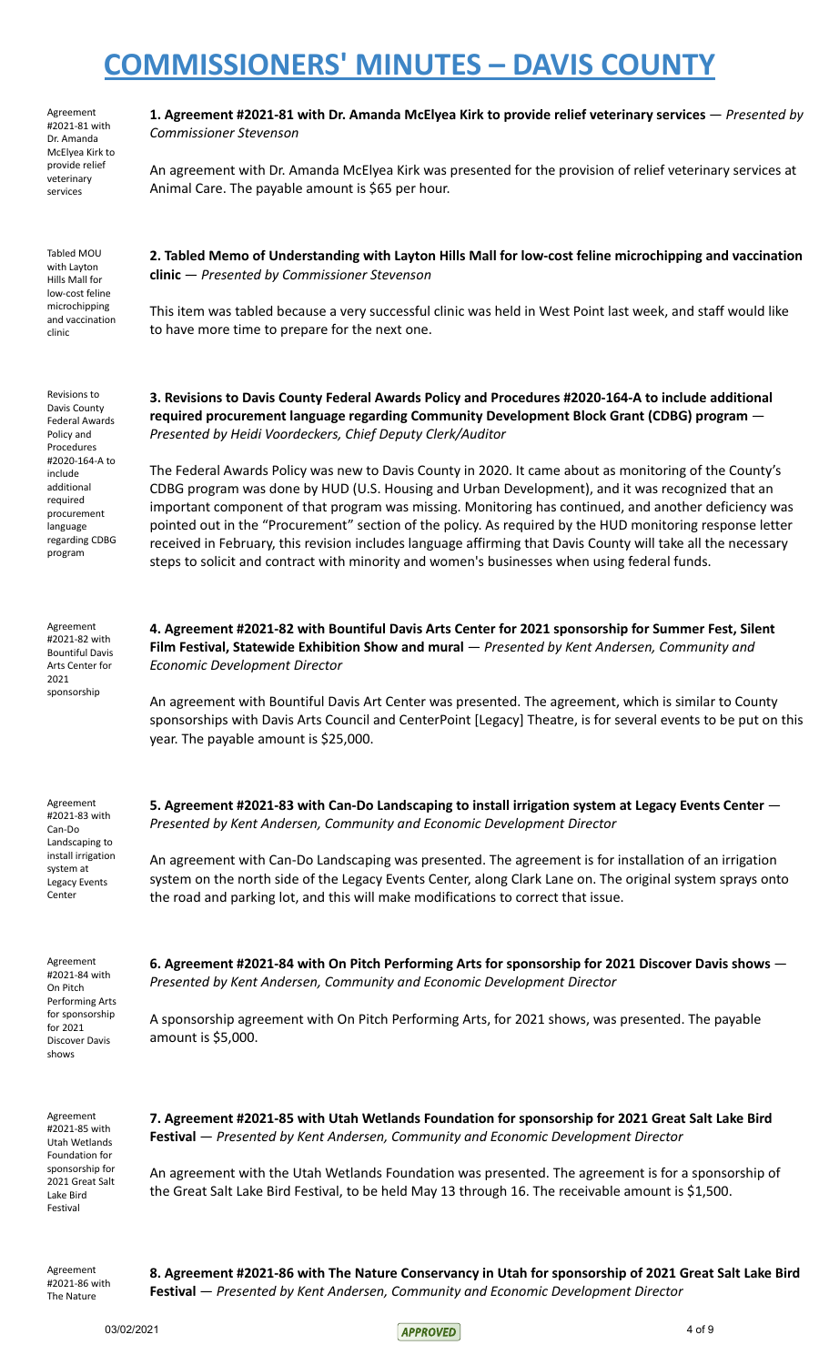# COMMISSIONERS' MINUTES – DAVIS COUNTY

Agreement #2021-81 with Dr. Amanda McElyea Kirk to provide relief veterinary services

**1. Agreement #2021-81 with Dr. Amanda McElyea Kirk to provide relief veterinary services** — *Presented by Commissioner Stevenson*

An agreement with Dr. Amanda McElyea Kirk was presented for the provision of relief veterinary services at Animal Care. The payable amount is $65 per hour.

Tabled MOU with Layton Hills Mall for low-cost feline microchipping and vaccination clinic

**2. Tabled Memo of Understanding with Layton Hills Mall for low-cost feline microchipping and vaccination clinic** — *Presented by Commissioner Stevenson*

This item was tabled because a very successful clinic was held in West Point last week, and staff would like to have more time to prepare for the next one.

Revisions to Davis County Federal Awards Policy and Procedures #2020-164-A to include additional required procurement language regarding CDBG program

**3. Revisions to Davis County Federal Awards Policy and Procedures #2020-164-A to include additional required procurement language regarding Community Development Block Grant (CDBG) program** — *Presented by Heidi Voordeckers, Chief Deputy Clerk/Auditor*

The Federal Awards Policy was new to Davis County in 2020. It came about as monitoring of the County's CDBG program was done by HUD (U.S. Housing and Urban Development), and it was recognized that an important component of that program was missing. Monitoring has continued, and another deficiency was pointed out in the "Procurement" section of the policy. As required by the HUD monitoring response letter received in February, this revision includes language affirming that Davis County will take all the necessary steps to solicit and contract with minority and women's businesses when using federal funds.

Agreement #2021-82 with Bountiful Davis Arts Center for 2021 sponsorship

**4. Agreement #2021-82 with Bountiful Davis Arts Center for 2021 sponsorship for Summer Fest, Silent Film Festival, Statewide Exhibition Show and mural** — *Presented by Kent Andersen, Community and Economic Development Director*

An agreement with Bountiful Davis Art Center was presented. The agreement, which is similar to County sponsorships with Davis Arts Council and CenterPoint [Legacy] Theatre, is for several events to be put on this year. The payable amount is $25,000.

Agreement #2021-83 with Can-Do Landscaping to install irrigation system at Legacy Events Center

**5. Agreement #2021-83 with Can-Do Landscaping to install irrigation system at Legacy Events Center** — *Presented by Kent Andersen, Community and Economic Development Director*

An agreement with Can-Do Landscaping was presented. The agreement is for installation of an irrigation system on the north side of the Legacy Events Center, along Clark Lane on. The original system sprays onto the road and parking lot, and this will make modifications to correct that issue.

Agreement #2021-84 with On Pitch Performing Arts for sponsorship for 2021 Discover Davis shows

**6. Agreement #2021-84 with On Pitch Performing Arts for sponsorship for 2021 Discover Davis shows** — *Presented by Kent Andersen, Community and Economic Development Director*

A sponsorship agreement with On Pitch Performing Arts, for 2021 shows, was presented. The payable amount is $5,000.

Agreement #2021-85 with Utah Wetlands Foundation for sponsorship for 2021 Great Salt Lake Bird Festival

**7. Agreement #2021-85 with Utah Wetlands Foundation for sponsorship for 2021 Great Salt Lake Bird Festival** — *Presented by Kent Andersen, Community and Economic Development Director*

An agreement with the Utah Wetlands Foundation was presented. The agreement is for a sponsorship of the Great Salt Lake Bird Festival, to be held May 13 through 16. The receivable amount is $1,500.

Agreement #2021-86 with The Nature

**8. Agreement #2021-86 with The Nature Conservancy in Utah for sponsorship of 2021 Great Salt Lake Bird Festival** — *Presented by Kent Andersen, Community and Economic Development Director*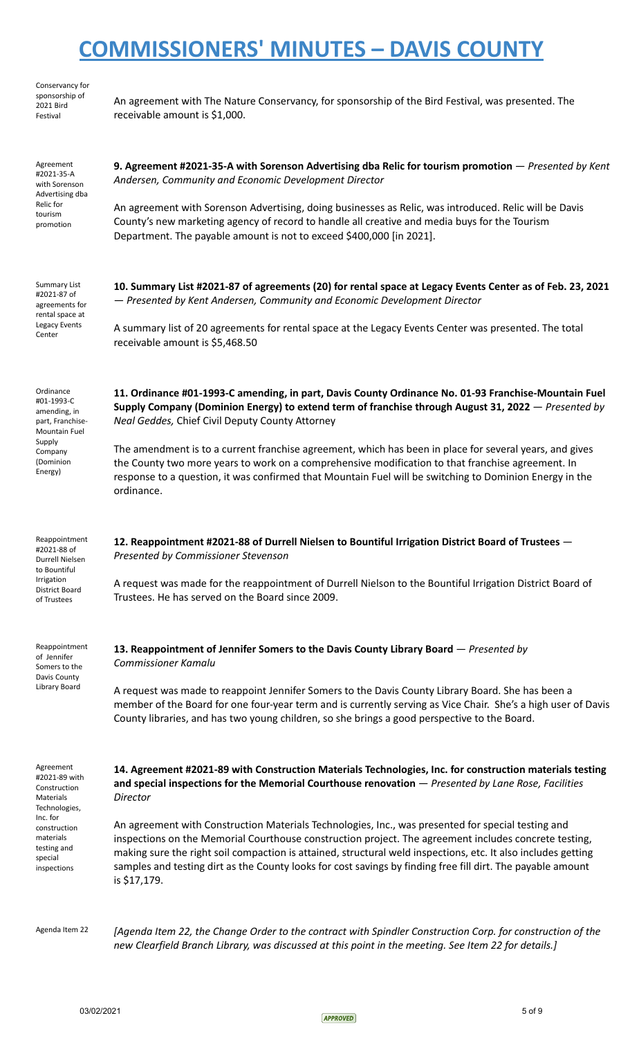# COMMISSIONERS' MINUTES – DAVIS COUNTY

Conservancy for sponsorship of 2021 Bird Festival

An agreement with The Nature Conservancy, for sponsorship of the Bird Festival, was presented. The receivable amount is $1,000.

Agreement #2021-35-A with Sorenson Advertising dba Relic for tourism promotion

**9. Agreement #2021-35-A with Sorenson Advertising dba Relic for tourism promotion** — *Presented by Kent Andersen, Community and Economic Development Director*

An agreement with Sorenson Advertising, doing businesses as Relic, was introduced. Relic will be Davis County's new marketing agency of record to handle all creative and media buys for the Tourism Department. The payable amount is not to exceed $400,000 [in 2021].

Summary List #2021-87 of agreements for rental space at Legacy Events Center

**10. Summary List #2021-87 of agreements (20) for rental space at Legacy Events Center as of Feb. 23, 2021** — *Presented by Kent Andersen, Community and Economic Development Director*

A summary list of 20 agreements for rental space at the Legacy Events Center was presented. The total receivable amount is $5,468.50

Ordinance #01-1993-C amending, in part, Franchise-Mountain Fuel Supply Company (Dominion Energy)

**11. Ordinance #01-1993-C amending, in part, Davis County Ordinance No. 01-93 Franchise-Mountain Fuel Supply Company (Dominion Energy) to extend term of franchise through August 31, 2022** — *Presented by Neal Geddes,* Chief Civil Deputy County Attorney

The amendment is to a current franchise agreement, which has been in place for several years, and gives the County two more years to work on a comprehensive modification to that franchise agreement. In response to a question, it was confirmed that Mountain Fuel will be switching to Dominion Energy in the ordinance.

Reappointment #2021-88 of Durrell Nielsen to Bountiful Irrigation District Board of Trustees

**12. Reappointment #2021-88 of Durrell Nielsen to Bountiful Irrigation District Board of Trustees** — *Presented by Commissioner Stevenson*

A request was made for the reappointment of Durrell Nielson to the Bountiful Irrigation District Board of Trustees. He has served on the Board since 2009.

Reappointment of Jennifer Somers to the Davis County Library Board

**13. Reappointment of Jennifer Somers to the Davis County Library Board** — *Presented by Commissioner Kamalu*

A request was made to reappoint Jennifer Somers to the Davis County Library Board. She has been a member of the Board for one four-year term and is currently serving as Vice Chair. She's a high user of Davis County libraries, and has two young children, so she brings a good perspective to the Board.

Agreement #2021-89 with Construction Materials Technologies, Inc. for construction materials testing and special inspections

**14. Agreement #2021-89 with Construction Materials Technologies, Inc. for construction materials testing and special inspections for the Memorial Courthouse renovation** — *Presented by Lane Rose, Facilities Director*

An agreement with Construction Materials Technologies, Inc., was presented for special testing and inspections on the Memorial Courthouse construction project. The agreement includes concrete testing, making sure the right soil compaction is attained, structural weld inspections, etc. It also includes getting samples and testing dirt as the County looks for cost savings by finding free fill dirt. The payable amount is $17,179.

Agenda Item 22

*[Agenda Item 22, the Change Order to the contract with Spindler Construction Corp. for construction of the new Clearfield Branch Library, was discussed at this point in the meeting. See Item 22 for details.]*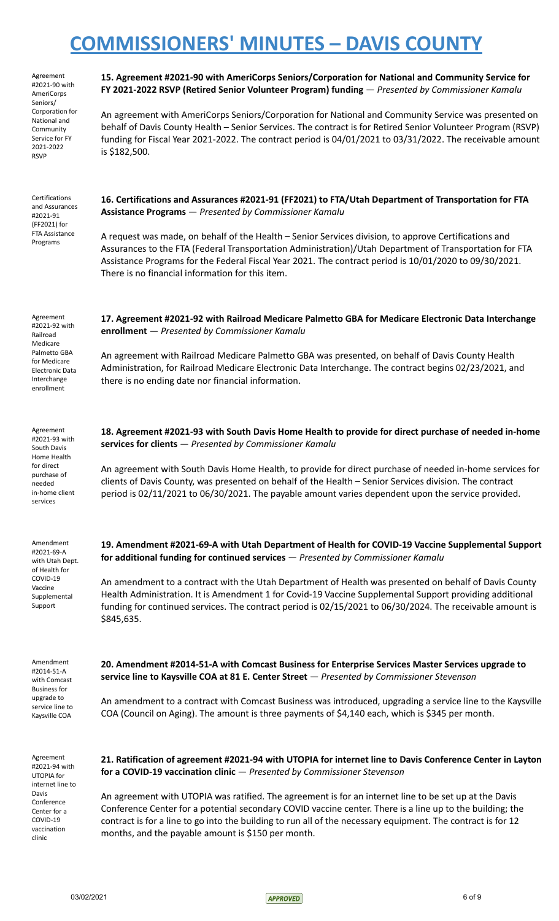Agreement #2021-90 with AmeriCorps Seniors/ Corporation for National and Community Service for FY 2021-2022 RSVP

**15. Agreement #2021-90 with AmeriCorps Seniors/Corporation for National and Community Service for FY 2021-2022 RSVP (Retired Senior Volunteer Program) funding** — *Presented by Commissioner Kamalu*

An agreement with AmeriCorps Seniors/Corporation for National and Community Service was presented on behalf of Davis County Health – Senior Services. The contract is for Retired Senior Volunteer Program (RSVP) funding for Fiscal Year 2021-2022. The contract period is 04/01/2021 to 03/31/2022. The receivable amount is $182,500.

Certifications and Assurances #2021-91 (FF2021) for FTA Assistance Programs

**16. Certifications and Assurances #2021-91 (FF2021) to FTA/Utah Department of Transportation for FTA Assistance Programs** — *Presented by Commissioner Kamalu*

A request was made, on behalf of the Health – Senior Services division, to approve Certifications and Assurances to the FTA (Federal Transportation Administration)/Utah Department of Transportation for FTA Assistance Programs for the Federal Fiscal Year 2021. The contract period is 10/01/2020 to 09/30/2021. There is no financial information for this item.

Agreement #2021-92 with Railroad Medicare Palmetto GBA for Medicare Electronic Data Interchange enrollment

**17. Agreement #2021-92 with Railroad Medicare Palmetto GBA for Medicare Electronic Data Interchange enrollment** — *Presented by Commissioner Kamalu*

An agreement with Railroad Medicare Palmetto GBA was presented, on behalf of Davis County Health Administration, for Railroad Medicare Electronic Data Interchange. The contract begins 02/23/2021, and there is no ending date nor financial information.

Agreement #2021-93 with South Davis Home Health for direct purchase of needed in-home client services

**18. Agreement #2021-93 with South Davis Home Health to provide for direct purchase of needed in-home services for clients** — *Presented by Commissioner Kamalu*

An agreement with South Davis Home Health, to provide for direct purchase of needed in-home services for clients of Davis County, was presented on behalf of the Health – Senior Services division. The contract period is 02/11/2021 to 06/30/2021. The payable amount varies dependent upon the service provided.

Amendment #2021-69-A with Utah Dept. of Health for COVID-19 Vaccine Supplemental Support

**19. Amendment #2021-69-A with Utah Department of Health for COVID-19 Vaccine Supplemental Support for additional funding for continued services** — *Presented by Commissioner Kamalu*

An amendment to a contract with the Utah Department of Health was presented on behalf of Davis County Health Administration. It is Amendment 1 for Covid-19 Vaccine Supplemental Support providing additional funding for continued services. The contract period is 02/15/2021 to 06/30/2024. The receivable amount is $845,635.

Amendment #2014-51-A with Comcast Business for upgrade to service line to Kaysville COA

**20. Amendment #2014-51-A with Comcast Business for Enterprise Services Master Services upgrade to service line to Kaysville COA at 81 E. Center Street** — *Presented by Commissioner Stevenson*

An amendment to a contract with Comcast Business was introduced, upgrading a service line to the Kaysville COA (Council on Aging). The amount is three payments of $4,140 each, which is $345 per month.

Agreement #2021-94 with UTOPIA for internet line to Davis Conference Center for a COVID-19 vaccination clinic

**21. Ratification of agreement #2021-94 with UTOPIA for internet line to Davis Conference Center in Layton for a COVID-19 vaccination clinic** — *Presented by Commissioner Stevenson*

An agreement with UTOPIA was ratified. The agreement is for an internet line to be set up at the Davis Conference Center for a potential secondary COVID vaccine center. There is a line up to the building; the contract is for a line to go into the building to run all of the necessary equipment. The contract is for 12 months, and the payable amount is $150 per month.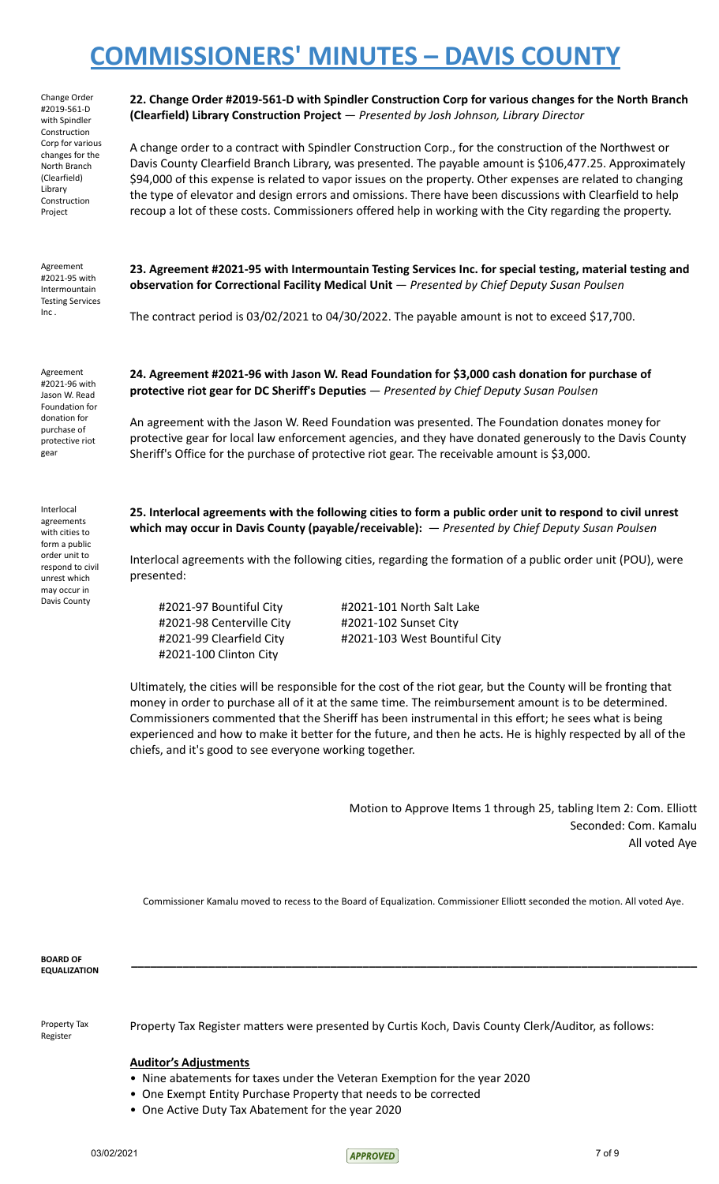Change Order #2019-561-D with Spindler Construction Corp for various changes for the North Branch (Clearfield) Library Construction Project

**22. Change Order #2019-561-D with Spindler Construction Corp for various changes for the North Branch (Clearfield) Library Construction Project** — *Presented by Josh Johnson, Library Director*

A change order to a contract with Spindler Construction Corp., for the construction of the Northwest or Davis County Clearfield Branch Library, was presented. The payable amount is $106,477.25. Approximately $94,000 of this expense is related to vapor issues on the property. Other expenses are related to changing the type of elevator and design errors and omissions. There have been discussions with Clearfield to help recoup a lot of these costs. Commissioners offered help in working with the City regarding the property.

Agreement #2021-95 with Intermountain Testing Services Inc.

**23. Agreement #2021-95 with Intermountain Testing Services Inc. for special testing, material testing and observation for Correctional Facility Medical Unit** — *Presented by Chief Deputy Susan Poulsen*

The contract period is 03/02/2021 to 04/30/2022. The payable amount is not to exceed $17,700.

Agreement #2021-96 with Jason W. Read Foundation for donation for purchase of protective riot gear

**24. Agreement #2021-96 with Jason W. Read Foundation for $3,000 cash donation for purchase of protective riot gear for DC Sheriff's Deputies** — *Presented by Chief Deputy Susan Poulsen*

An agreement with the Jason W. Reed Foundation was presented. The Foundation donates money for protective gear for local law enforcement agencies, and they have donated generously to the Davis County Sheriff's Office for the purchase of protective riot gear. The receivable amount is $3,000.

Interlocal agreements with cities to form a public order unit to respond to civil unrest which may occur in Davis County

**25. Interlocal agreements with the following cities to form a public order unit to respond to civil unrest which may occur in Davis County (payable/receivable):** — *Presented by Chief Deputy Susan Poulsen*

Interlocal agreements with the following cities, regarding the formation of a public order unit (POU), were presented:

#2021-97 Bountiful City
#2021-98 Centerville City
#2021-99 Clearfield City
#2021-100 Clinton City
#2021-101 North Salt Lake
#2021-102 Sunset City
#2021-103 West Bountiful City

Ultimately, the cities will be responsible for the cost of the riot gear, but the County will be fronting that money in order to purchase all of it at the same time. The reimbursement amount is to be determined. Commissioners commented that the Sheriff has been instrumental in this effort; he sees what is being experienced and how to make it better for the future, and then he acts. He is highly respected by all of the chiefs, and it's good to see everyone working together.

Motion to Approve Items 1 through 25, tabling Item 2: Com. Elliott
Seconded: Com. Kamalu
All voted Aye

Commissioner Kamalu moved to recess to the Board of Equalization. Commissioner Elliott seconded the motion. All voted Aye.

**BOARD OF EQUALIZATION**

---

Property Tax Register

Property Tax Register matters were presented by Curtis Koch, Davis County Clerk/Auditor, as follows:

**Auditor's Adjustments**

- Nine abatements for taxes under the Veteran Exemption for the year 2020
- One Exempt Entity Purchase Property that needs to be corrected
- One Active Duty Tax Abatement for the year 2020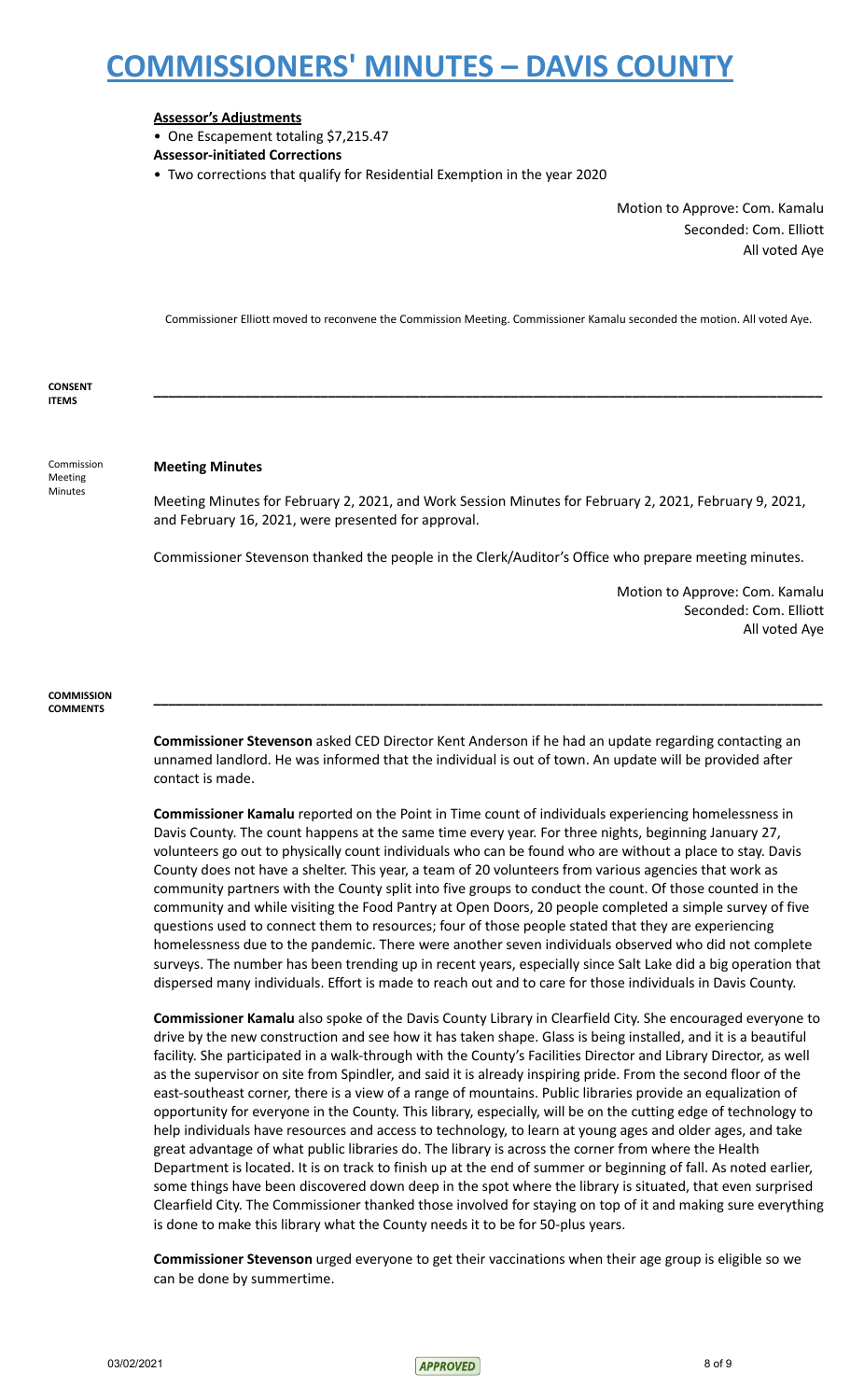**Assessor's Adjustments**

- One Escapement totaling $7,215.47

**Assessor-initiated Corrections**

- Two corrections that qualify for Residential Exemption in the year 2020

Motion to Approve: Com. Kamalu
Seconded: Com. Elliott
All voted Aye

Commissioner Elliott moved to reconvene the Commission Meeting. Commissioner Kamalu seconded the motion. All voted Aye.

**CONSENT ITEMS**

---

Commission Meeting Minutes

**Meeting Minutes**

Meeting Minutes for February 2, 2021, and Work Session Minutes for February 2, 2021, February 9, 2021, and February 16, 2021, were presented for approval.

Commissioner Stevenson thanked the people in the Clerk/Auditor's Office who prepare meeting minutes.

Motion to Approve: Com. Kamalu
Seconded: Com. Elliott
All voted Aye

**COMMISSION COMMENTS**

---

**Commissioner Stevenson** asked CED Director Kent Anderson if he had an update regarding contacting an unnamed landlord. He was informed that the individual is out of town. An update will be provided after contact is made.

**Commissioner Kamalu** reported on the Point in Time count of individuals experiencing homelessness in Davis County. The count happens at the same time every year. For three nights, beginning January 27, volunteers go out to physically count individuals who can be found who are without a place to stay. Davis County does not have a shelter. This year, a team of 20 volunteers from various agencies that work as community partners with the County split into five groups to conduct the count. Of those counted in the community and while visiting the Food Pantry at Open Doors, 20 people completed a simple survey of five questions used to connect them to resources; four of those people stated that they are experiencing homelessness due to the pandemic. There were another seven individuals observed who did not complete surveys. The number has been trending up in recent years, especially since Salt Lake did a big operation that dispersed many individuals. Effort is made to reach out and to care for those individuals in Davis County.

**Commissioner Kamalu** also spoke of the Davis County Library in Clearfield City. She encouraged everyone to drive by the new construction and see how it has taken shape. Glass is being installed, and it is a beautiful facility. She participated in a walk-through with the County's Facilities Director and Library Director, as well as the supervisor on site from Spindler, and said it is already inspiring pride. From the second floor of the east-southeast corner, there is a view of a range of mountains. Public libraries provide an equalization of opportunity for everyone in the County. This library, especially, will be on the cutting edge of technology to help individuals have resources and access to technology, to learn at young ages and older ages, and take great advantage of what public libraries do. The library is across the corner from where the Health Department is located. It is on track to finish up at the end of summer or beginning of fall. As noted earlier, some things have been discovered down deep in the spot where the library is situated, that even surprised Clearfield City. The Commissioner thanked those involved for staying on top of it and making sure everything is done to make this library what the County needs it to be for 50-plus years.

**Commissioner Stevenson** urged everyone to get their vaccinations when their age group is eligible so we can be done by summertime.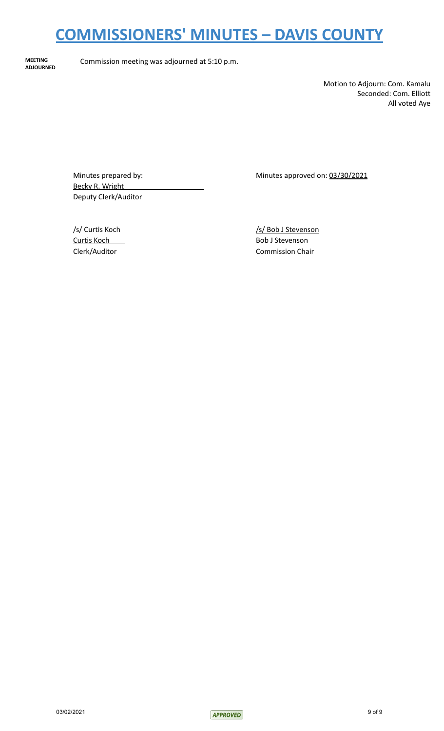# COMMISSIONERS' MINUTES – DAVIS COUNTY

**MEETING ADJOURNED**

Commission meeting was adjourned at 5:10 p.m.

Motion to Adjourn: Com. Kamalu
Seconded: Com. Elliott
All voted Aye

Minutes prepared by:
Becky R. Wright
Deputy Clerk/Auditor

Minutes approved on: 03/30/2021

/s/ Curtis Koch
Curtis Koch
Clerk/Auditor

/s/ Bob J Stevenson
Bob J Stevenson
Commission Chair

03/02/2021

APPROVED